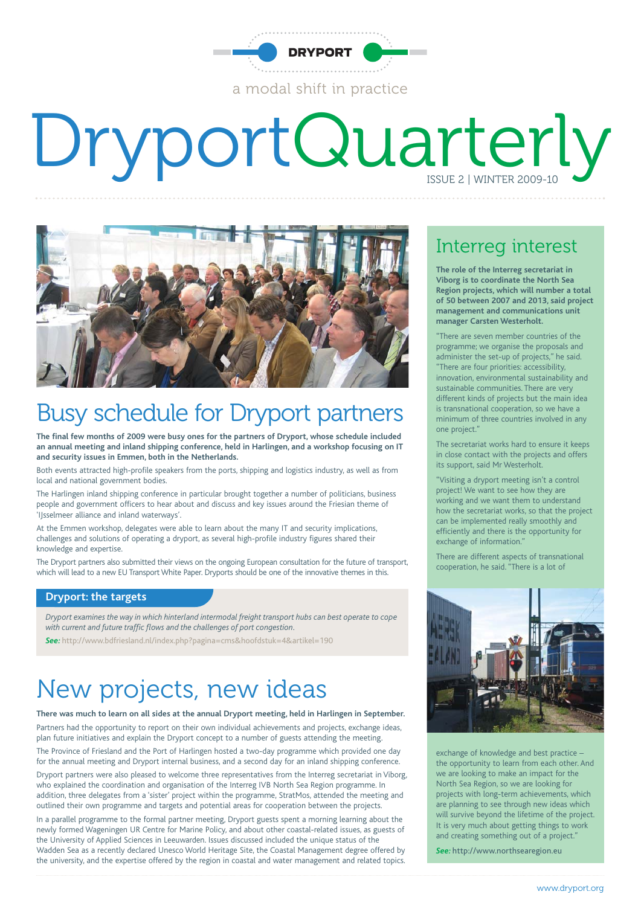DRYPORT

a modal shift in practice

# DryportQuarterly

ISSUE 2 | WINTER 2009-10

## Busy schedule for Dryport partners

**The final few months of 2009 were busy ones for the partners of Dryport, whose schedule included an annual meeting and inland shipping conference, held in Harlingen, and a workshop focusing on IT and security issues in Emmen, both in the Netherlands.**

Both events attracted high-profile speakers from the ports, shipping and logistics industry, as well as from local and national government bodies.

The Harlingen inland shipping conference in particular brought together a number of politicians, business people and government officers to hear about and discuss and key issues around the Friesian theme of 'IJsselmeer alliance and inland waterways'.

At the Emmen workshop, delegates were able to learn about the many IT and security implications, challenges and solutions of operating a dryport, as several high-profile industry figures shared their knowledge and expertise.

The Dryport partners also submitted their views on the ongoing European consultation for the future of transport, which will lead to a new EU Transport White Paper. Dryports should be one of the innovative themes in this.

### Dryport: the targets

*Dryport examines the way in which hinterland intermodal freight transport hubs can best operate to cope with current and future traffic flows and the challenges of port congestion.*

***See:*** http://www.bdfriesland.nl/index.php?pagina=cms&hoofdstuk=4&artikel=190

## New projects, new ideas

**There was much to learn on all sides at the annual Dryport meeting, held in Harlingen in September.**

Partners had the opportunity to report on their own individual achievements and projects, exchange ideas, plan future initiatives and explain the Dryport concept to a number of guests attending the meeting.

The Province of Friesland and the Port of Harlingen hosted a two-day programme which provided one day for the annual meeting and Dryport internal business, and a second day for an inland shipping conference.

Dryport partners were also pleased to welcome three representatives from the Interreg secretariat in Viborg, who explained the coordination and organisation of the Interreg IVB North Sea Region programme. In addition, three delegates from a 'sister' project within the programme, StratMos, attended the meeting and outlined their own programme and targets and potential areas for cooperation between the projects.

In a parallel programme to the formal partner meeting, Dryport guests spent a morning learning about the newly formed Wageningen UR Centre for Marine Policy, and about other coastal-related issues, as guests of the University of Applied Sciences in Leeuwarden. Issues discussed included the unique status of the Wadden Sea as a recently declared Unesco World Heritage Site, the Coastal Management degree offered by the university, and the expertise offered by the region in coastal and water management and related topics.

## Interreg interest

**The role of the Interreg secretariat in Viborg is to coordinate the North Sea Region projects, which will number a total of 50 between 2007 and 2013, said project management and communications unit manager Carsten Westerholt.**

"There are seven member countries of the programme; we organise the proposals and administer the set-up of projects," he said. "There are four priorities: accessibility, innovation, environmental sustainability and sustainable communities. There are very different kinds of projects but the main idea is transnational cooperation, so we have a minimum of three countries involved in any one project."

The secretariat works hard to ensure it keeps in close contact with the projects and offers its support, said Mr Westerholt.

"Visiting a dryport meeting isn't a control project! We want to see how they are working and we want them to understand how the secretariat works, so that the project can be implemented really smoothly and efficiently and there is the opportunity for exchange of information."

There are different aspects of transnational cooperation, he said. "There is a lot of exchange of knowledge and best practice – the opportunity to learn from each other. And we are looking to make an impact for the North Sea Region, so we are looking for projects with long-term achievements, which are planning to see through new ideas which will survive beyond the lifetime of the project. It is very much about getting things to work and creating something out of a project."

***See:*** http://www.northsearegion.eu

www.dryport.org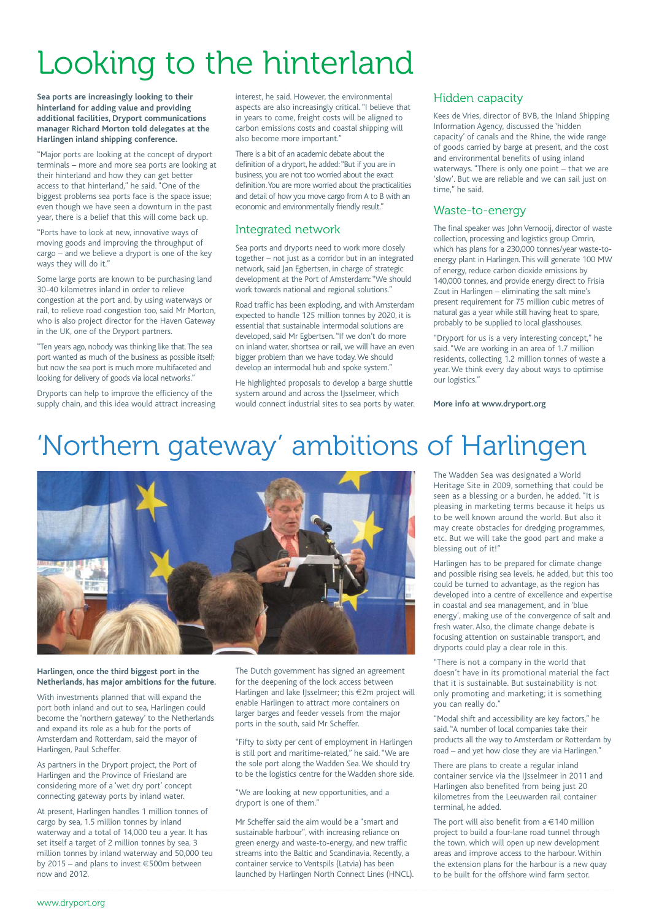# Looking to the hinterland

**Sea ports are increasingly looking to their hinterland for adding value and providing additional facilities, Dryport communications manager Richard Morton told delegates at the Harlingen inland shipping conference.**

"Major ports are looking at the concept of dryport terminals – more and more sea ports are looking at their hinterland and how they can get better access to that hinterland," he said. "One of the biggest problems sea ports face is the space issue; even though we have seen a downturn in the past year, there is a belief that this will come back up.

"Ports have to look at new, innovative ways of moving goods and improving the throughput of cargo – and we believe a dryport is one of the key ways they will do it."

Some large ports are known to be purchasing land 30-40 kilometres inland in order to relieve congestion at the port and, by using waterways or rail, to relieve road congestion too, said Mr Morton, who is also project director for the Haven Gateway in the UK, one of the Dryport partners.

"Ten years ago, nobody was thinking like that. The sea port wanted as much of the business as possible itself; but now the sea port is much more multifaceted and looking for delivery of goods via local networks."

Dryports can help to improve the efficiency of the supply chain, and this idea would attract increasing interest, he said. However, the environmental aspects are also increasingly critical. "I believe that in years to come, freight costs will be aligned to carbon emissions costs and coastal shipping will also become more important."

There is a bit of an academic debate about the definition of a dryport, he added: "But if you are in business, you are not too worried about the exact definition. You are more worried about the practicalities and detail of how you move cargo from A to B with an economic and environmentally friendly result."

## Integrated network

Sea ports and dryports need to work more closely together – not just as a corridor but in an integrated network, said Jan Egbertsen, in charge of strategic development at the Port of Amsterdam: "We should work towards national and regional solutions."

Road traffic has been exploding, and with Amsterdam expected to handle 125 million tonnes by 2020, it is essential that sustainable intermodal solutions are developed, said Mr Egbertsen. "If we don't do more on inland water, shortsea or rail, we will have an even bigger problem than we have today. We should develop an intermodal hub and spoke system."

He highlighted proposals to develop a barge shuttle system around and across the IJsselmeer, which would connect industrial sites to sea ports by water.

## Hidden capacity

Kees de Vries, director of BVB, the Inland Shipping Information Agency, discussed the 'hidden capacity' of canals and the Rhine, the wide range of goods carried by barge at present, and the cost and environmental benefits of using inland waterways. "There is only one point – that we are 'slow'. But we are reliable and we can sail just on time," he said.

## Waste-to-energy

The final speaker was John Vernooij, director of waste collection, processing and logistics group Omrin, which has plans for a 230,000 tonnes/year waste-to-energy plant in Harlingen. This will generate 100 MW of energy, reduce carbon dioxide emissions by 140,000 tonnes, and provide energy direct to Frisia Zout in Harlingen – eliminating the salt mine's present requirement for 75 million cubic metres of natural gas a year while still having heat to spare, probably to be supplied to local glasshouses.

"Dryport for us is a very interesting concept," he said. "We are working in an area of 1.7 million residents, collecting 1.2 million tonnes of waste a year. We think every day about ways to optimise our logistics."

**More info at www.dryport.org**

# 'Northern gateway' ambitions of Harlingen

**Harlingen, once the third biggest port in the Netherlands, has major ambitions for the future.**

With investments planned that will expand the port both inland and out to sea, Harlingen could become the 'northern gateway' to the Netherlands and expand its role as a hub for the ports of Amsterdam and Rotterdam, said the mayor of Harlingen, Paul Scheffer.

As partners in the Dryport project, the Port of Harlingen and the Province of Friesland are considering more of a 'wet dry port' concept connecting gateway ports by inland water.

At present, Harlingen handles 1 million tonnes of cargo by sea, 1.5 million tonnes by inland waterway and a total of 14,000 teu a year. It has set itself a target of 2 million tonnes by sea, 3 million tonnes by inland waterway and 50,000 teu by 2015 – and plans to invest €500m between now and 2012.

The Dutch government has signed an agreement for the deepening of the lock access between Harlingen and lake IJsselmeer; this €2m project will enable Harlingen to attract more containers on larger barges and feeder vessels from the major ports in the south, said Mr Scheffer.

"Fifty to sixty per cent of employment in Harlingen is still port and maritime-related," he said. "We are the sole port along the Wadden Sea. We should try to be the logistics centre for the Wadden shore side.

"We are looking at new opportunities, and a dryport is one of them."

Mr Scheffer said the aim would be a "smart and sustainable harbour", with increasing reliance on green energy and waste-to-energy, and new traffic streams into the Baltic and Scandinavia. Recently, a container service to Ventspils (Latvia) has been launched by Harlingen North Connect Lines (HNCL).

The Wadden Sea was designated a World Heritage Site in 2009, something that could be seen as a blessing or a burden, he added. "It is pleasing in marketing terms because it helps us to be well known around the world. But also it may create obstacles for dredging programmes, etc. But we will take the good part and make a blessing out of it!"

Harlingen has to be prepared for climate change and possible rising sea levels, he added, but this too could be turned to advantage, as the region has developed into a centre of excellence and expertise in coastal and sea management, and in 'blue energy', making use of the convergence of salt and fresh water. Also, the climate change debate is focusing attention on sustainable transport, and dryports could play a clear role in this.

"There is not a company in the world that doesn't have in its promotional material the fact that it is sustainable. But sustainability is not only promoting and marketing; it is something you can really do."

"Modal shift and accessibility are key factors," he said. "A number of local companies take their products all the way to Amsterdam or Rotterdam by road – and yet how close they are via Harlingen."

There are plans to create a regular inland container service via the IJsselmeer in 2011 and Harlingen also benefited from being just 20 kilometres from the Leeuwarden rail container terminal, he added.

The port will also benefit from a €140 million project to build a four-lane road tunnel through the town, which will open up new development areas and improve access to the harbour. Within the extension plans for the harbour is a new quay to be built for the offshore wind farm sector.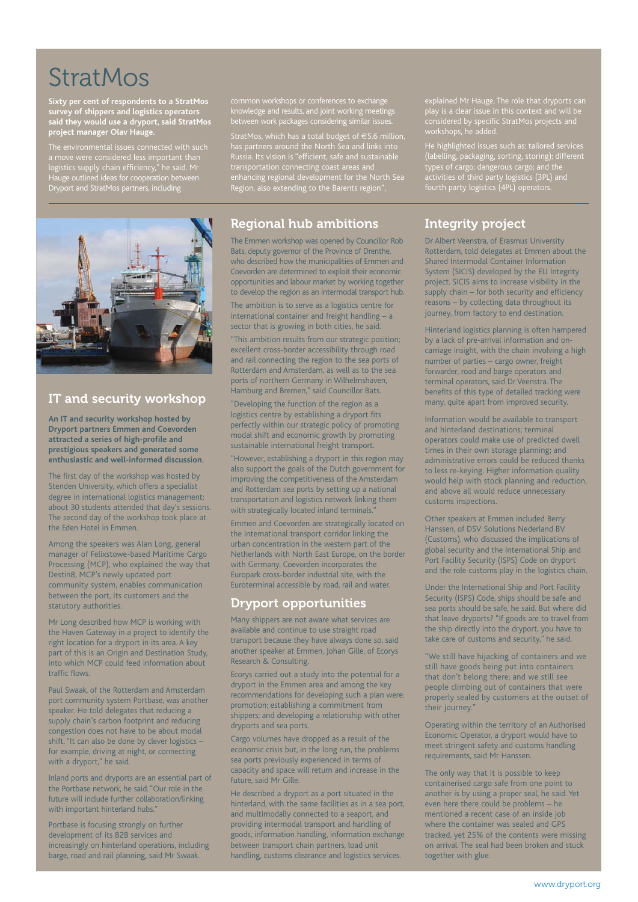# StratMos

**Sixty per cent of respondents to a StratMos survey of shippers and logistics operators said they would use a dryport, said StratMos project manager Olav Hauge.**

The environmental issues connected with such a move were considered less important than logistics supply chain efficiency," he said. Mr Hauge outlined ideas for cooperation between Dryport and StratMos partners, including common workshops or conferences to exchange knowledge and results, and joint working meetings between work packages considering similar issues.

StratMos, which has a total budget of €5.6 million, has partners around the North Sea and links into Russia. Its vision is "efficient, safe and sustainable transportation connecting coast areas and enhancing regional development for the North Sea Region, also extending to the Barents region", explained Mr Hauge. The role that dryports can play is a clear issue in this context and will be considered by specific StratMos projects and workshops, he added.

He highlighted issues such as: tailored services (labelling, packaging, sorting, storing); different types of cargo; dangerous cargo; and the activities of third party logistics (3PL) and fourth party logistics (4PL) operators.

## IT and security workshop

**An IT and security workshop hosted by Dryport partners Emmen and Coevorden attracted a series of high-profile and prestigious speakers and generated some enthusiastic and well-informed discussion.**

The first day of the workshop was hosted by Stenden University, which offers a specialist degree in international logistics management; about 30 students attended that day's sessions. The second day of the workshop took place at the Eden Hotel in Emmen.

Among the speakers was Alan Long, general manager of Felixstowe-based Maritime Cargo Processing (MCP), who explained the way that Destin8, MCP's newly updated port community system, enables communication between the port, its customers and the statutory authorities.

Mr Long described how MCP is working with the Haven Gateway in a project to identify the right location for a dryport in its area. A key part of this is an Origin and Destination Study, into which MCP could feed information about traffic flows.

Paul Swaak, of the Rotterdam and Amsterdam port community system Portbase, was another speaker. He told delegates that reducing a supply chain's carbon footprint and reducing congestion does not have to be about modal shift. "It can also be done by clever logistics – for example, driving at night, or connecting with a dryport," he said.

Inland ports and dryports are an essential part of the Portbase network, he said. "Our role in the future will include further collaboration/linking with important hinterland hubs."

Portbase is focusing strongly on further development of its B2B services and increasingly on hinterland operations, including barge, road and rail planning, said Mr Swaak.

## Regional hub ambitions

The Emmen workshop was opened by Councillor Rob Bats, deputy governor of the Province of Drenthe, who described how the municipalities of Emmen and Coevorden are determined to exploit their economic opportunities and labour market by working together to develop the region as an intermodal transport hub.

The ambition is to serve as a logistics centre for international container and freight handling – a sector that is growing in both cities, he said.

"This ambition results from our strategic position; excellent cross-border accessibility through road and rail connecting the region to the sea ports of Rotterdam and Amsterdam, as well as to the sea ports of northern Germany in Wilhelmshaven, Hamburg and Bremen," said Councillor Bats.

"Developing the function of the region as a logistics centre by establishing a dryport fits perfectly within our strategic policy of promoting modal shift and economic growth by promoting sustainable international freight transport.

"However, establishing a dryport in this region may also support the goals of the Dutch government for improving the competitiveness of the Amsterdam and Rotterdam sea ports by setting up a national transportation and logistics network linking them with strategically located inland terminals."

Emmen and Coevorden are strategically located on the international transport corridor linking the urban concentration in the western part of the Netherlands with North East Europe, on the border with Germany. Coevorden incorporates the Europark cross-border industrial site, with the Euroterminal accessible by road, rail and water.

## Dryport opportunities

Many shippers are not aware what services are available and continue to use straight road transport because they have always done so, said another speaker at Emmen, Johan Gille, of Ecorys Research & Consulting.

Ecorys carried out a study into the potential for a dryport in the Emmen area and among the key recommendations for developing such a plan were: promotion; establishing a commitment from shippers; and developing a relationship with other dryports and sea ports.

Cargo volumes have dropped as a result of the economic crisis but, in the long run, the problems sea ports previously experienced in terms of capacity and space will return and increase in the future, said Mr Gille.

He described a dryport as a port situated in the hinterland, with the same facilities as in a sea port, and multimodally connected to a seaport, and providing intermodal transport and handling of goods, information handling, information exchange between transport chain partners, load unit handling, customs clearance and logistics services.

## Integrity project

Dr Albert Veenstra, of Erasmus University Rotterdam, told delegates at Emmen about the Shared Intermodal Container Information System (SICIS) developed by the EU Integrity project. SICIS aims to increase visibility in the supply chain – for both security and efficiency reasons – by collecting data throughout its journey, from factory to end destination.

Hinterland logistics planning is often hampered by a lack of pre-arrival information and on-carriage insight, with the chain involving a high number of parties – cargo owner, freight forwarder, road and barge operators and terminal operators, said Dr Veenstra. The benefits of this type of detailed tracking were many, quite apart from improved security.

Information would be available to transport and hinterland destinations; terminal operators could make use of predicted dwell times in their own storage planning; and administrative errors could be reduced thanks to less re-keying. Higher information quality would help with stock planning and reduction, and above all would reduce unnecessary customs inspections.

Other speakers at Emmen included Berry Hanssen, of DSV Solutions Nederland BV (Customs), who discussed the implications of global security and the International Ship and Port Facility Security (ISPS) Code on dryport and the role customs play in the logistics chain.

Under the International Ship and Port Facility Security (ISPS) Code, ships should be safe and sea ports should be safe, he said. But where did that leave dryports? "If goods are to travel from the ship directly into the dryport, you have to take care of customs and security," he said.

"We still have hijacking of containers and we still have goods being put into containers that don't belong there; and we still see people climbing out of containers that were properly sealed by customers at the outset of their journey."

Operating within the territory of an Authorised Economic Operator, a dryport would have to meet stringent safety and customs handling requirements, said Mr Hanssen.

The only way that it is possible to keep containerised cargo safe from one point to another is by using a proper seal, he said. Yet even here there could be problems – he mentioned a recent case of an inside job where the container was sealed and GPS tracked, yet 25% of the contents were missing on arrival. The seal had been broken and stuck together with glue.

www.dryport.org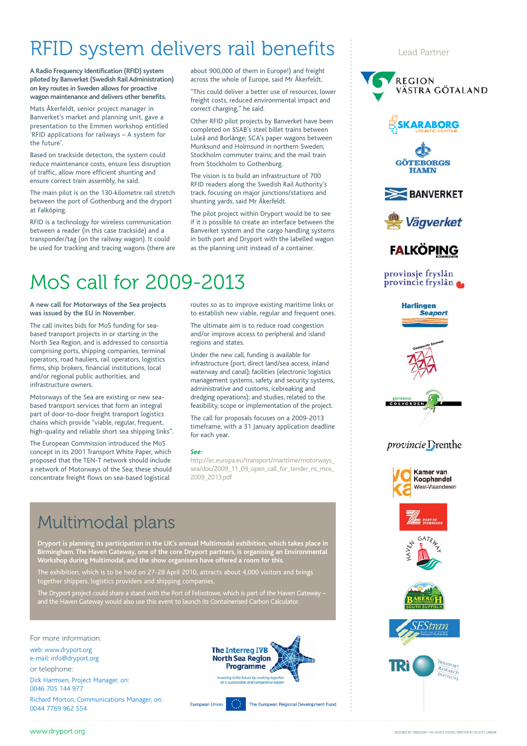# RFID system delivers rail benefits

**A Radio Frequency Identification (RFID) system piloted by Banverket (Swedish Rail Administration) on key routes in Sweden allows for proactive wagon maintenance and delivers other benefits.**

Mats Åkerfeldt, senior project manager in Banverket's market and planning unit, gave a presentation to the Emmen workshop entitled 'RFID applications for railways – A system for the future'.

Based on trackside detectors, the system could reduce maintenance costs, ensure less disruption of traffic, allow more efficient shunting and ensure correct train assembly, he said.

The main pilot is on the 130-kilometre rail stretch between the port of Gothenburg and the dryport at Falköping.

RFID is a technology for wireless communication between a reader (in this case trackside) and a transponder/tag (on the railway wagon). It could be used for tracking and tracing wagons (there are about 900,000 of them in Europe!) and freight across the whole of Europe, said Mr Åkerfeldt.

"This could deliver a better use of resources, lower freight costs, reduced environmental impact and correct charging," he said.

Other RFID pilot projects by Banverket have been completed on SSAB's steel billet trains between Luleå and Borlänge; SCA's paper wagons between Munksund and Holmsund in northern Sweden; Stockholm commuter trains; and the mail train from Stockholm to Gothenburg.

The vision is to build an infrastructure of 700 RFID readers along the Swedish Rail Authority's track, focusing on major junctions/stations and shunting yards, said Mr Åkerfeldt.

The pilot project within Dryport would be to see if it is possible to create an interface between the Banverket system and the cargo handling systems in both port and Dryport with the labelled wagon as the planning unit instead of a container.

# MoS call for 2009-2013

**A new call for Motorways of the Sea projects was issued by the EU in November.**

The call invites bids for MoS funding for sea-based transport projects in or starting in the North Sea Region, and is addressed to consortia comprising ports, shipping companies, terminal operators, road hauliers, rail operators, logistics firms, ship brokers, financial institutions, local and/or regional public authorities, and infrastructure owners.

Motorways of the Sea are existing or new sea-based transport services that form an integral part of door-to-door freight transport logistics chains which provide "viable, regular, frequent, high-quality and reliable short sea shipping links".

The European Commission introduced the MoS concept in its 2001 Transport White Paper, which proposed that the TEN-T network should include a network of Motorways of the Sea; these should concentrate freight flows on sea-based logistical routes so as to improve existing maritime links or to establish new viable, regular and frequent ones.

The ultimate aim is to reduce road congestion and/or improve access to peripheral and island regions and states.

Under the new call, funding is available for infrastructure (port, direct land/sea access, inland waterway and canal); facilities (electronic logistics management systems, safety and security systems, administrative and customs, icebreaking and dredging operations); and studies, related to the feasibility, scope or implementation of the project.

The call for proposals focuses on a 2009-2013 timeframe, with a 31 January application deadline for each year.

***See:***

http://ec.europa.eu/transport/maritime/motorways_sea/doc/2009_11_09_open_call_for_tender_ns_mos_2009_2013.pdf

# Multimodal plans

**Dryport is planning its participation in the UK's annual Multimodal exhibition, which takes place in Birmingham. The Haven Gateway, one of the core Dryport partners, is organising an Environmental Workshop during Multimodal, and the show organisers have offered a room for this.**

The exhibition, which is to be held on 27-28 April 2010, attracts about 4,000 visitors and brings together shippers, logistics providers and shipping companies.

The Dryport project could share a stand with the Port of Felixstowe, which is part of the Haven Gateway – and the Haven Gateway would also use this event to launch its Containerised Carbon Calculator.

For more information:

web: www.dryport.org
e-mail: info@dryport.org

or telephone:

Dirk Harmsen, Project Manager, on: 0046 705 144 977

Richard Morton, Communications Manager, on: 0044 7769 962 554

The Interreg IVB North Sea Region Programme

*Investing in the future by working together for a sustainable and competitive region*

European Union — The European Regional Development Fund

Lead Partner

Region Västra Götaland
Skaraborg Logistic Center
Göteborgs Hamn
Banverket
Vägverket
Falköping Kommunen
provinsje fryslân / provincie fryslân
Harlingen Seaport
Gemeente Emmen
gemeente Coevorden
provincie Drenthe
Kamer van Koophandel West-Vlaanderen
Port of Zeebrugge
Haven Gateway
Babergh South Suffolk
SEStran
TRI Transport Research Institute

www.dryport.org

DESIGNED BY TREBUCHET +44 (0)1473 213000 | WRITTEN BY FELICITY LANDON